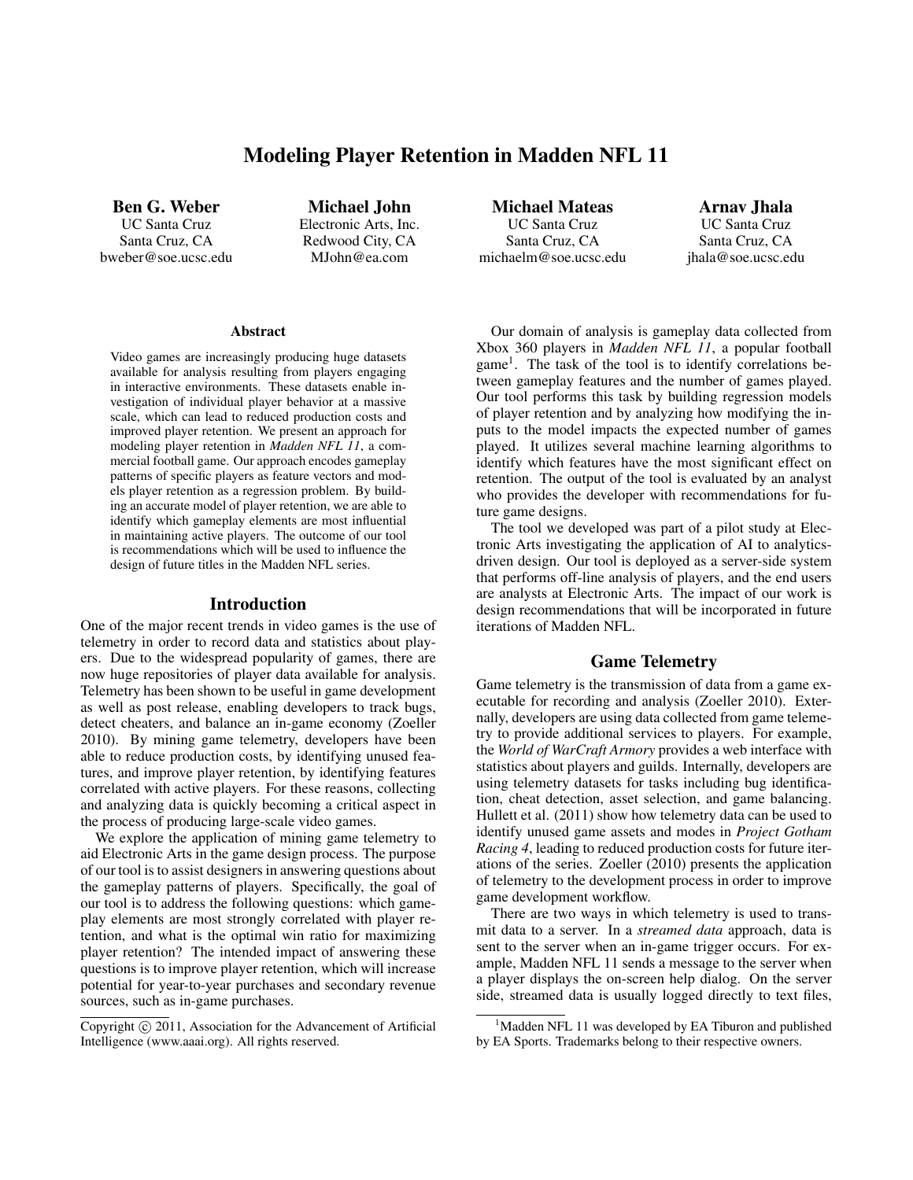# Modeling Player Retention in Madden NFL 11

**Ben G. Weber**
UC Santa Cruz
Santa Cruz, CA
bweber@soe.ucsc.edu

**Michael John**
Electronic Arts, Inc.
Redwood City, CA
MJohn@ea.com

**Michael Mateas**
UC Santa Cruz
Santa Cruz, CA
michaelm@soe.ucsc.edu

**Arnav Jhala**
UC Santa Cruz
Santa Cruz, CA
jhala@soe.ucsc.edu

## Abstract

Video games are increasingly producing huge datasets available for analysis resulting from players engaging in interactive environments. These datasets enable investigation of individual player behavior at a massive scale, which can lead to reduced production costs and improved player retention. We present an approach for modeling player retention in *Madden NFL 11*, a commercial football game. Our approach encodes gameplay patterns of specific players as feature vectors and models player retention as a regression problem. By building an accurate model of player retention, we are able to identify which gameplay elements are most influential in maintaining active players. The outcome of our tool is recommendations which will be used to influence the design of future titles in the Madden NFL series.

## Introduction

One of the major recent trends in video games is the use of telemetry in order to record data and statistics about players. Due to the widespread popularity of games, there are now huge repositories of player data available for analysis. Telemetry has been shown to be useful in game development as well as post release, enabling developers to track bugs, detect cheaters, and balance an in-game economy (Zoeller 2010). By mining game telemetry, developers have been able to reduce production costs, by identifying unused features, and improve player retention, by identifying features correlated with active players. For these reasons, collecting and analyzing data is quickly becoming a critical aspect in the process of producing large-scale video games.

We explore the application of mining game telemetry to aid Electronic Arts in the game design process. The purpose of our tool is to assist designers in answering questions about the gameplay patterns of players. Specifically, the goal of our tool is to address the following questions: which gameplay elements are most strongly correlated with player retention, and what is the optimal win ratio for maximizing player retention? The intended impact of answering these questions is to improve player retention, which will increase potential for year-to-year purchases and secondary revenue sources, such as in-game purchases.

Our domain of analysis is gameplay data collected from Xbox 360 players in *Madden NFL 11*, a popular football game[1]. The task of the tool is to identify correlations between gameplay features and the number of games played. Our tool performs this task by building regression models of player retention and by analyzing how modifying the inputs to the model impacts the expected number of games played. It utilizes several machine learning algorithms to identify which features have the most significant effect on retention. The output of the tool is evaluated by an analyst who provides the developer with recommendations for future game designs.

The tool we developed was part of a pilot study at Electronic Arts investigating the application of AI to analytics-driven design. Our tool is deployed as a server-side system that performs off-line analysis of players, and the end users are analysts at Electronic Arts. The impact of our work is design recommendations that will be incorporated in future iterations of Madden NFL.

## Game Telemetry

Game telemetry is the transmission of data from a game executable for recording and analysis (Zoeller 2010). Externally, developers are using data collected from game telemetry to provide additional services to players. For example, the *World of WarCraft Armory* provides a web interface with statistics about players and guilds. Internally, developers are using telemetry datasets for tasks including bug identification, cheat detection, asset selection, and game balancing. Hullett et al. (2011) show how telemetry data can be used to identify unused game assets and modes in *Project Gotham Racing 4*, leading to reduced production costs for future iterations of the series. Zoeller (2010) presents the application of telemetry to the development process in order to improve game development workflow.

There are two ways in which telemetry is used to transmit data to a server. In a *streamed data* approach, data is sent to the server when an in-game trigger occurs. For example, Madden NFL 11 sends a message to the server when a player displays the on-screen help dialog. On the server side, streamed data is usually logged directly to text files,

Copyright © 2011, Association for the Advancement of Artificial Intelligence (www.aaai.org). All rights reserved.

[1] Madden NFL 11 was developed by EA Tiburon and published by EA Sports. Trademarks belong to their respective owners.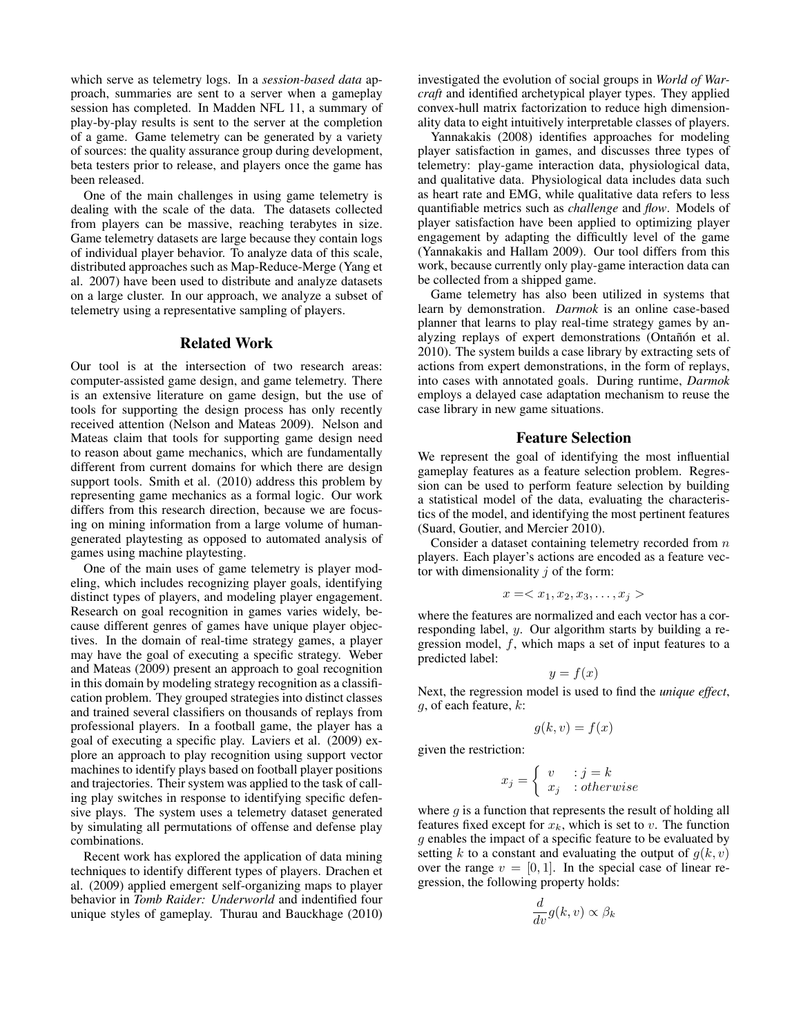which serve as telemetry logs. In a *session-based data* approach, summaries are sent to a server when a gameplay session has completed. In Madden NFL 11, a summary of play-by-play results is sent to the server at the completion of a game. Game telemetry can be generated by a variety of sources: the quality assurance group during development, beta testers prior to release, and players once the game has been released.

One of the main challenges in using game telemetry is dealing with the scale of the data. The datasets collected from players can be massive, reaching terabytes in size. Game telemetry datasets are large because they contain logs of individual player behavior. To analyze data of this scale, distributed approaches such as Map-Reduce-Merge (Yang et al. 2007) have been used to distribute and analyze datasets on a large cluster. In our approach, we analyze a subset of telemetry using a representative sampling of players.

## Related Work

Our tool is at the intersection of two research areas: computer-assisted game design, and game telemetry. There is an extensive literature on game design, but the use of tools for supporting the design process has only recently received attention (Nelson and Mateas 2009). Nelson and Mateas claim that tools for supporting game design need to reason about game mechanics, which are fundamentally different from current domains for which there are design support tools. Smith et al. (2010) address this problem by representing game mechanics as a formal logic. Our work differs from this research direction, because we are focusing on mining information from a large volume of human-generated playtesting as opposed to automated analysis of games using machine playtesting.

One of the main uses of game telemetry is player modeling, which includes recognizing player goals, identifying distinct types of players, and modeling player engagement. Research on goal recognition in games varies widely, because different genres of games have unique player objectives. In the domain of real-time strategy games, a player may have the goal of executing a specific strategy. Weber and Mateas (2009) present an approach to goal recognition in this domain by modeling strategy recognition as a classification problem. They grouped strategies into distinct classes and trained several classifiers on thousands of replays from professional players. In a football game, the player has a goal of executing a specific play. Laviers et al. (2009) explore an approach to play recognition using support vector machines to identify plays based on football player positions and trajectories. Their system was applied to the task of calling play switches in response to identifying specific defensive plays. The system uses a telemetry dataset generated by simulating all permutations of offense and defense play combinations.

Recent work has explored the application of data mining techniques to identify different types of players. Drachen et al. (2009) applied emergent self-organizing maps to player behavior in *Tomb Raider: Underworld* and indentified four unique styles of gameplay. Thurau and Bauckhage (2010) investigated the evolution of social groups in *World of Warcraft* and identified archetypical player types. They applied convex-hull matrix factorization to reduce high dimensionality data to eight intuitively interpretable classes of players.

Yannakakis (2008) identifies approaches for modeling player satisfaction in games, and discusses three types of telemetry: play-game interaction data, physiological data, and qualitative data. Physiological data includes data such as heart rate and EMG, while qualitative data refers to less quantifiable metrics such as *challenge* and *flow*. Models of player satisfaction have been applied to optimizing player engagement by adapting the difficultly level of the game (Yannakakis and Hallam 2009). Our tool differs from this work, because currently only play-game interaction data can be collected from a shipped game.

Game telemetry has also been utilized in systems that learn by demonstration. *Darmok* is an online case-based planner that learns to play real-time strategy games by analyzing replays of expert demonstrations (Ontañón et al. 2010). The system builds a case library by extracting sets of actions from expert demonstrations, in the form of replays, into cases with annotated goals. During runtime, *Darmok* employs a delayed case adaptation mechanism to reuse the case library in new game situations.

## Feature Selection

We represent the goal of identifying the most influential gameplay features as a feature selection problem. Regression can be used to perform feature selection by building a statistical model of the data, evaluating the characteristics of the model, and identifying the most pertinent features (Suard, Goutier, and Mercier 2010).

Consider a dataset containing telemetry recorded from $n$ players. Each player's actions are encoded as a feature vector with dimensionality $j$ of the form:

$$x = < x_1, x_2, x_3, \ldots, x_j >$$

where the features are normalized and each vector has a corresponding label, $y$. Our algorithm starts by building a regression model, $f$, which maps a set of input features to a predicted label:

$$y = f(x)$$

Next, the regression model is used to find the *unique effect*, $g$, of each feature, $k$:

$$g(k, v) = f(x)$$

given the restriction:

$$x_j = \begin{cases} v & : j = k \\ x_j & : otherwise \end{cases}$$

where $g$ is a function that represents the result of holding all features fixed except for $x_k$, which is set to $v$. The function $g$ enables the impact of a specific feature to be evaluated by setting $k$ to a constant and evaluating the output of $g(k, v)$ over the range $v = [0, 1]$. In the special case of linear regression, the following property holds:

$$\frac{d}{dv} g(k, v) \propto \beta_k$$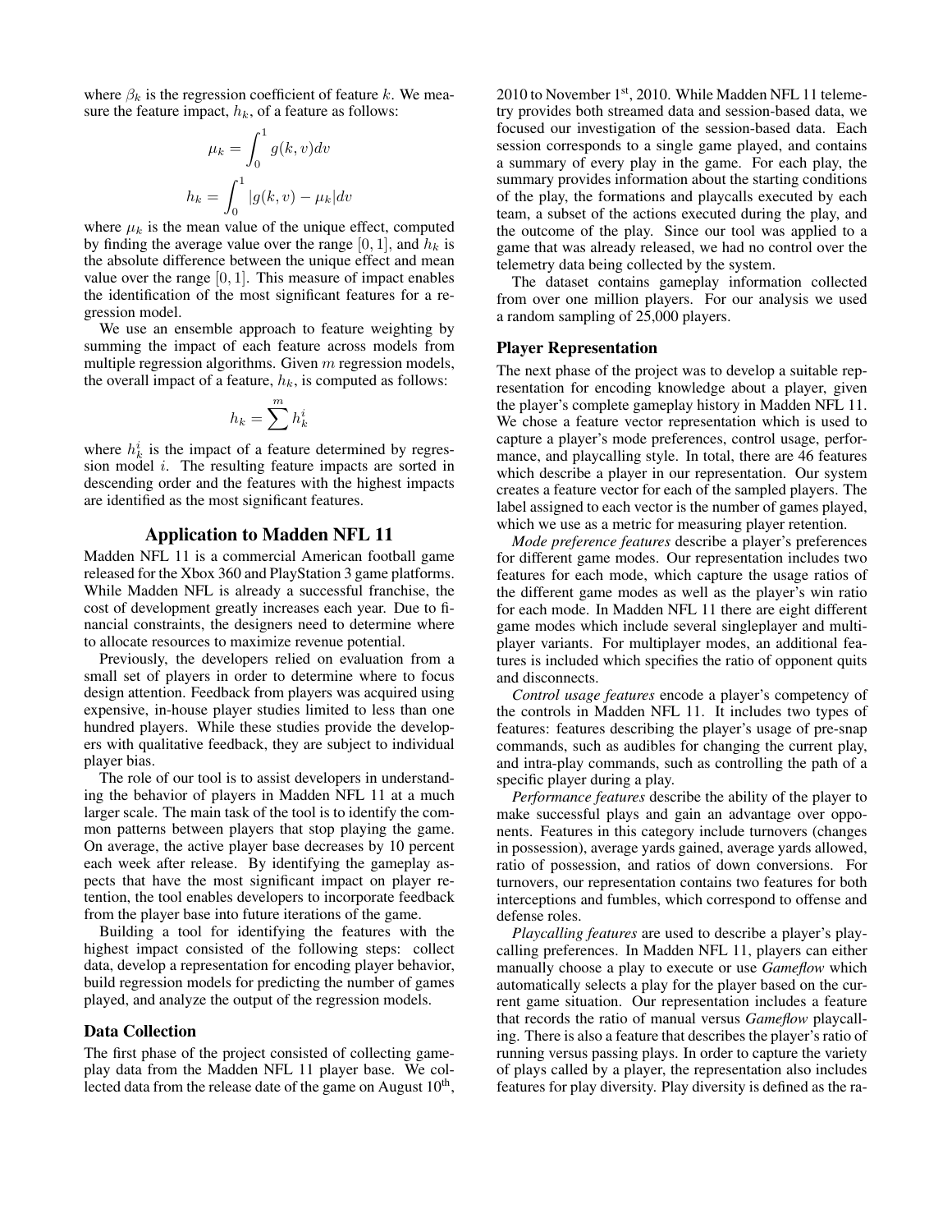where $\beta_k$ is the regression coefficient of feature $k$. We measure the feature impact, $h_k$, of a feature as follows:

$$\mu_k = \int_0^1 g(k,v)dv$$

$$h_k = \int_0^1 |g(k,v) - \mu_k| dv$$

where $\mu_k$ is the mean value of the unique effect, computed by finding the average value over the range $[0,1]$, and $h_k$ is the absolute difference between the unique effect and mean value over the range $[0,1]$. This measure of impact enables the identification of the most significant features for a regression model.

We use an ensemble approach to feature weighting by summing the impact of each feature across models from multiple regression algorithms. Given $m$ regression models, the overall impact of a feature, $h_k$, is computed as follows:

$$h_k = \sum^m h_k^i$$

where $h_k^i$ is the impact of a feature determined by regression model $i$. The resulting feature impacts are sorted in descending order and the features with the highest impacts are identified as the most significant features.

## Application to Madden NFL 11

Madden NFL 11 is a commercial American football game released for the Xbox 360 and PlayStation 3 game platforms. While Madden NFL is already a successful franchise, the cost of development greatly increases each year. Due to financial constraints, the designers need to determine where to allocate resources to maximize revenue potential.

Previously, the developers relied on evaluation from a small set of players in order to determine where to focus design attention. Feedback from players was acquired using expensive, in-house player studies limited to less than one hundred players. While these studies provide the developers with qualitative feedback, they are subject to individual player bias.

The role of our tool is to assist developers in understanding the behavior of players in Madden NFL 11 at a much larger scale. The main task of the tool is to identify the common patterns between players that stop playing the game. On average, the active player base decreases by 10 percent each week after release. By identifying the gameplay aspects that have the most significant impact on player retention, the tool enables developers to incorporate feedback from the player base into future iterations of the game.

Building a tool for identifying the features with the highest impact consisted of the following steps: collect data, develop a representation for encoding player behavior, build regression models for predicting the number of games played, and analyze the output of the regression models.

### Data Collection

The first phase of the project consisted of collecting gameplay data from the Madden NFL 11 player base. We collected data from the release date of the game on August 10th, 2010 to November 1st, 2010. While Madden NFL 11 telemetry provides both streamed data and session-based data, we focused our investigation of the session-based data. Each session corresponds to a single game played, and contains a summary of every play in the game. For each play, the summary provides information about the starting conditions of the play, the formations and playcalls executed by each team, a subset of the actions executed during the play, and the outcome of the play. Since our tool was applied to a game that was already released, we had no control over the telemetry data being collected by the system.

The dataset contains gameplay information collected from over one million players. For our analysis we used a random sampling of 25,000 players.

### Player Representation

The next phase of the project was to develop a suitable representation for encoding knowledge about a player, given the player's complete gameplay history in Madden NFL 11. We chose a feature vector representation which is used to capture a player's mode preferences, control usage, performance, and playcalling style. In total, there are 46 features which describe a player in our representation. Our system creates a feature vector for each of the sampled players. The label assigned to each vector is the number of games played, which we use as a metric for measuring player retention.

*Mode preference features* describe a player's preferences for different game modes. Our representation includes two features for each mode, which capture the usage ratios of the different game modes as well as the player's win ratio for each mode. In Madden NFL 11 there are eight different game modes which include several singleplayer and multiplayer variants. For multiplayer modes, an additional features is included which specifies the ratio of opponent quits and disconnects.

*Control usage features* encode a player's competency of the controls in Madden NFL 11. It includes two types of features: features describing the player's usage of pre-snap commands, such as audibles for changing the current play, and intra-play commands, such as controlling the path of a specific player during a play.

*Performance features* describe the ability of the player to make successful plays and gain an advantage over opponents. Features in this category include turnovers (changes in possession), average yards gained, average yards allowed, ratio of possession, and ratios of down conversions. For turnovers, our representation contains two features for both interceptions and fumbles, which correspond to offense and defense roles.

*Playcalling features* are used to describe a player's playcalling preferences. In Madden NFL 11, players can either manually choose a play to execute or use *Gameflow* which automatically selects a play for the player based on the current game situation. Our representation includes a feature that records the ratio of manual versus *Gameflow* playcalling. There is also a feature that describes the player's ratio of running versus passing plays. In order to capture the variety of plays called by a player, the representation also includes features for play diversity. Play diversity is defined as the ra-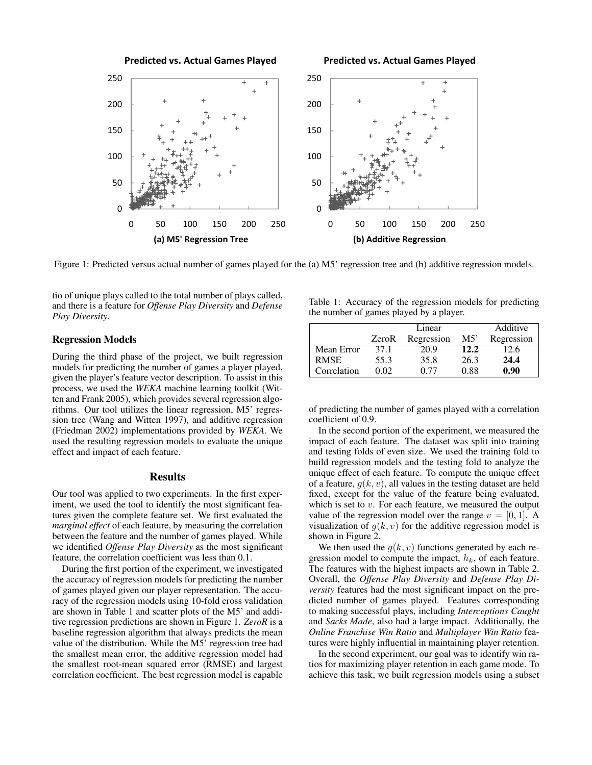Figure 1: Predicted versus actual number of games played for the (a) M5' regression tree and (b) additive regression models.

tio of unique plays called to the total number of plays called, and there is a feature for *Offense Play Diversity* and *Defense Play Diversity*.

### Regression Models

During the third phase of the project, we built regression models for predicting the number of games a player played, given the player's feature vector description. To assist in this process, we used the *WEKA* machine learning toolkit (Witten and Frank 2005), which provides several regression algorithms. Our tool utilizes the linear regression, M5' regression tree (Wang and Witten 1997), and additive regression (Friedman 2002) implementations provided by *WEKA*. We used the resulting regression models to evaluate the unique effect and impact of each feature.

## Results

Our tool was applied to two experiments. In the first experiment, we used the tool to identify the most significant features given the complete feature set. We first evaluated the *marginal effect* of each feature, by measuring the correlation between the feature and the number of games played. While we identified *Offense Play Diversity* as the most significant feature, the correlation coefficient was less than 0.1.

During the first portion of the experiment, we investigated the accuracy of regression models for predicting the number of games played given our player representation. The accuracy of the regression models using 10-fold cross validation are shown in Table 1 and scatter plots of the M5' and additive regression predictions are shown in Figure 1. *ZeroR* is a baseline regression algorithm that always predicts the mean value of the distribution. While the M5' regression tree had the smallest mean error, the additive regression model had the smallest root-mean squared error (RMSE) and largest correlation coefficient. The best regression model is capable of predicting the number of games played with a correlation coefficient of 0.9.

Table 1: Accuracy of the regression models for predicting the number of games played by a player.

| | ZeroR | Linear Regression | M5' | Additive Regression |
|---|---|---|---|---|
| Mean Error | 37.1 | 20.9 | **12.2** | 12.6 |
| RMSE | 55.3 | 35.8 | 26.3 | **24.4** |
| Correlation | 0.02 | 0.77 | 0.88 | **0.90** |

In the second portion of the experiment, we measured the impact of each feature. The dataset was split into training and testing folds of even size. We used the training fold to build regression models and the testing fold to analyze the unique effect of each feature. To compute the unique effect of a feature, $g(k, v)$, all values in the testing dataset are held fixed, except for the value of the feature being evaluated, which is set to $v$. For each feature, we measured the output value of the regression model over the range $v = [0, 1]$. A visualization of $g(k, v)$ for the additive regression model is shown in Figure 2.

We then used the $g(k, v)$ functions generated by each regression model to compute the impact, $h_k$, of each feature. The features with the highest impacts are shown in Table 2. Overall, the *Offense Play Diversity* and *Defense Play Diversity* features had the most significant impact on the predicted number of games played. Features corresponding to making successful plays, including *Interceptions Caught* and *Sacks Made*, also had a large impact. Additionally, the *Online Franchise Win Ratio* and *Multiplayer Win Ratio* features were highly influential in maintaining player retention.

In the second experiment, our goal was to identify win ratios for maximizing player retention in each game mode. To achieve this task, we built regression models using a subset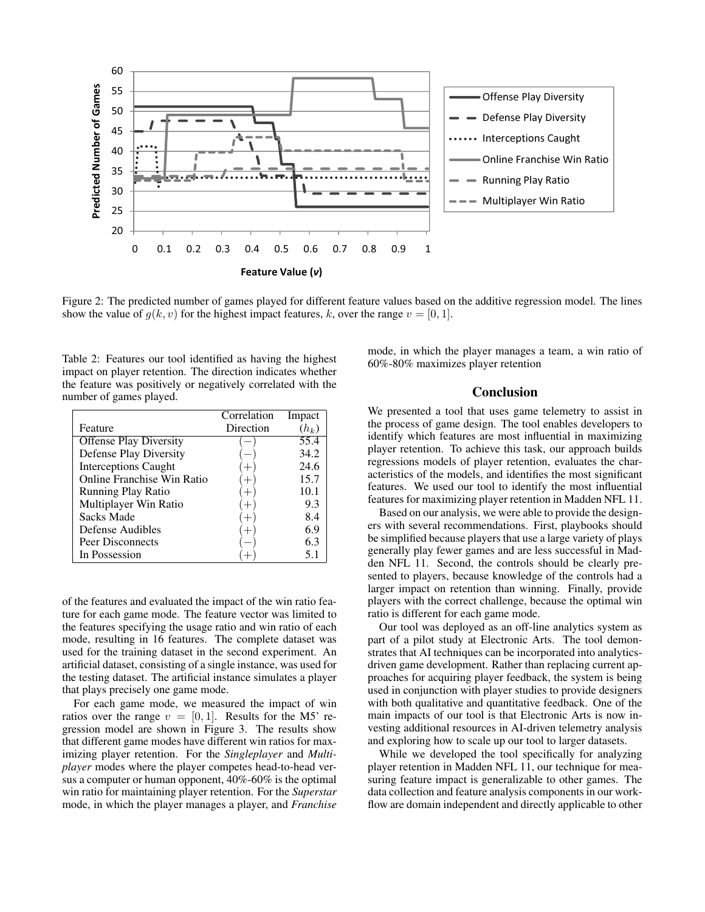Figure 2: The predicted number of games played for different feature values based on the additive regression model. The lines show the value of $g(k, v)$ for the highest impact features, $k$, over the range $v = [0, 1]$.

Table 2: Features our tool identified as having the highest impact on player retention. The direction indicates whether the feature was positively or negatively correlated with the number of games played.

| Feature | Correlation Direction | Impact ($h_k$) |
|---|---|---|
| Offense Play Diversity | $(-)$ | 55.4 |
| Defense Play Diversity | $(-)$ | 34.2 |
| Interceptions Caught | $(+)$ | 24.6 |
| Online Franchise Win Ratio | $(+)$ | 15.7 |
| Running Play Ratio | $(+)$ | 10.1 |
| Multiplayer Win Ratio | $(+)$ | 9.3 |
| Sacks Made | $(+)$ | 8.4 |
| Defense Audibles | $(+)$ | 6.9 |
| Peer Disconnects | $(-)$ | 6.3 |
| In Possession | $(+)$ | 5.1 |

of the features and evaluated the impact of the win ratio feature for each game mode. The feature vector was limited to the features specifying the usage ratio and win ratio of each mode, resulting in 16 features. The complete dataset was used for the training dataset in the second experiment. An artificial dataset, consisting of a single instance, was used for the testing dataset. The artificial instance simulates a player that plays precisely one game mode.

For each game mode, we measured the impact of win ratios over the range $v = [0, 1]$. Results for the M5' regression model are shown in Figure 3. The results show that different game modes have different win ratios for maximizing player retention. For the *Singleplayer* and *Multiplayer* modes where the player competes head-to-head versus a computer or human opponent, 40%-60% is the optimal win ratio for maintaining player retention. For the *Superstar* mode, in which the player manages a player, and *Franchise* mode, in which the player manages a team, a win ratio of 60%-80% maximizes player retention

## Conclusion

We presented a tool that uses game telemetry to assist in the process of game design. The tool enables developers to identify which features are most influential in maximizing player retention. To achieve this task, our approach builds regressions models of player retention, evaluates the characteristics of the models, and identifies the most significant features. We used our tool to identify the most influential features for maximizing player retention in Madden NFL 11.

Based on our analysis, we were able to provide the designers with several recommendations. First, playbooks should be simplified because players that use a large variety of plays generally play fewer games and are less successful in Madden NFL 11. Second, the controls should be clearly presented to players, because knowledge of the controls had a larger impact on retention than winning. Finally, provide players with the correct challenge, because the optimal win ratio is different for each game mode.

Our tool was deployed as an off-line analytics system as part of a pilot study at Electronic Arts. The tool demonstrates that AI techniques can be incorporated into analytics-driven game development. Rather than replacing current approaches for acquiring player feedback, the system is being used in conjunction with player studies to provide designers with both qualitative and quantitative feedback. One of the main impacts of our tool is that Electronic Arts is now investing additional resources in AI-driven telemetry analysis and exploring how to scale up our tool to larger datasets.

While we developed the tool specifically for analyzing player retention in Madden NFL 11, our technique for measuring feature impact is generalizable to other games. The data collection and feature analysis components in our workflow are domain independent and directly applicable to other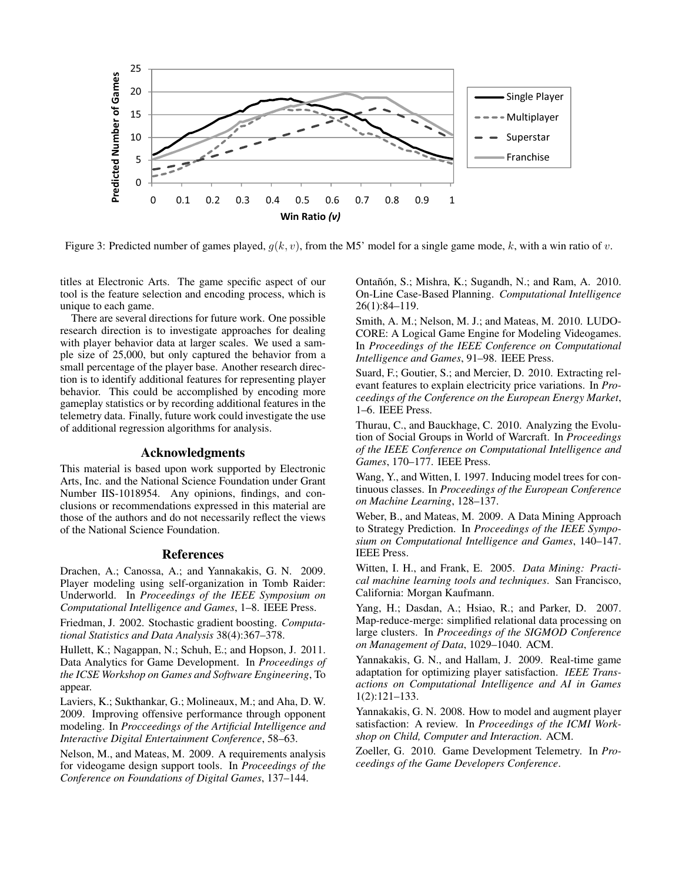25
20
15
10
5
0

Predicted Number of Games

0 0.1 0.2 0.3 0.4 0.5 0.6 0.7 0.8 0.9 1

Win Ratio *(v)*

Single Player
Multiplayer
Superstar
Franchise

Figure 3: Predicted number of games played, $g(k, v)$, from the M5' model for a single game mode, $k$, with a win ratio of $v$.

titles at Electronic Arts. The game specific aspect of our tool is the feature selection and encoding process, which is unique to each game.

There are several directions for future work. One possible research direction is to investigate approaches for dealing with player behavior data at larger scales. We used a sample size of 25,000, but only captured the behavior from a small percentage of the player base. Another research direction is to identify additional features for representing player behavior. This could be accomplished by encoding more gameplay statistics or by recording additional features in the telemetry data. Finally, future work could investigate the use of additional regression algorithms for analysis.

## Acknowledgments

This material is based upon work supported by Electronic Arts, Inc. and the National Science Foundation under Grant Number IIS-1018954. Any opinions, findings, and conclusions or recommendations expressed in this material are those of the authors and do not necessarily reflect the views of the National Science Foundation.

## References

Drachen, A.; Canossa, A.; and Yannakakis, G. N. 2009. Player modeling using self-organization in Tomb Raider: Underworld. In *Proceedings of the IEEE Symposium on Computational Intelligence and Games*, 1–8. IEEE Press.

Friedman, J. 2002. Stochastic gradient boosting. *Computational Statistics and Data Analysis* 38(4):367–378.

Hullett, K.; Nagappan, N.; Schuh, E.; and Hopson, J. 2011. Data Analytics for Game Development. In *Proceedings of the ICSE Workshop on Games and Software Engineering*, To appear.

Laviers, K.; Sukthankar, G.; Molineaux, M.; and Aha, D. W. 2009. Improving offensive performance through opponent modeling. In *Procceedings of the Artificial Intelligence and Interactive Digital Entertainment Conference*, 58–63.

Nelson, M., and Mateas, M. 2009. A requirements analysis for videogame design support tools. In *Proceedings of the Conference on Foundations of Digital Games*, 137–144.

Ontañón, S.; Mishra, K.; Sugandh, N.; and Ram, A. 2010. On-Line Case-Based Planning. *Computational Intelligence* 26(1):84–119.

Smith, A. M.; Nelson, M. J.; and Mateas, M. 2010. LUDOCORE: A Logical Game Engine for Modeling Videogames. In *Proceedings of the IEEE Conference on Computational Intelligence and Games*, 91–98. IEEE Press.

Suard, F.; Goutier, S.; and Mercier, D. 2010. Extracting relevant features to explain electricity price variations. In *Proceedings of the Conference on the European Energy Market*, 1–6. IEEE Press.

Thurau, C., and Bauckhage, C. 2010. Analyzing the Evolution of Social Groups in World of Warcraft. In *Proceedings of the IEEE Conference on Computational Intelligence and Games*, 170–177. IEEE Press.

Wang, Y., and Witten, I. 1997. Inducing model trees for continuous classes. In *Proceedings of the European Conference on Machine Learning*, 128–137.

Weber, B., and Mateas, M. 2009. A Data Mining Approach to Strategy Prediction. In *Proceedings of the IEEE Symposium on Computational Intelligence and Games*, 140–147. IEEE Press.

Witten, I. H., and Frank, E. 2005. *Data Mining: Practical machine learning tools and techniques*. San Francisco, California: Morgan Kaufmann.

Yang, H.; Dasdan, A.; Hsiao, R.; and Parker, D. 2007. Map-reduce-merge: simplified relational data processing on large clusters. In *Proceedings of the SIGMOD Conference on Management of Data*, 1029–1040. ACM.

Yannakakis, G. N., and Hallam, J. 2009. Real-time game adaptation for optimizing player satisfaction. *IEEE Transactions on Computational Intelligence and AI in Games* 1(2):121–133.

Yannakakis, G. N. 2008. How to model and augment player satisfaction: A review. In *Proceedings of the ICMI Workshop on Child, Computer and Interaction*. ACM.

Zoeller, G. 2010. Game Development Telemetry. In *Proceedings of the Game Developers Conference*.